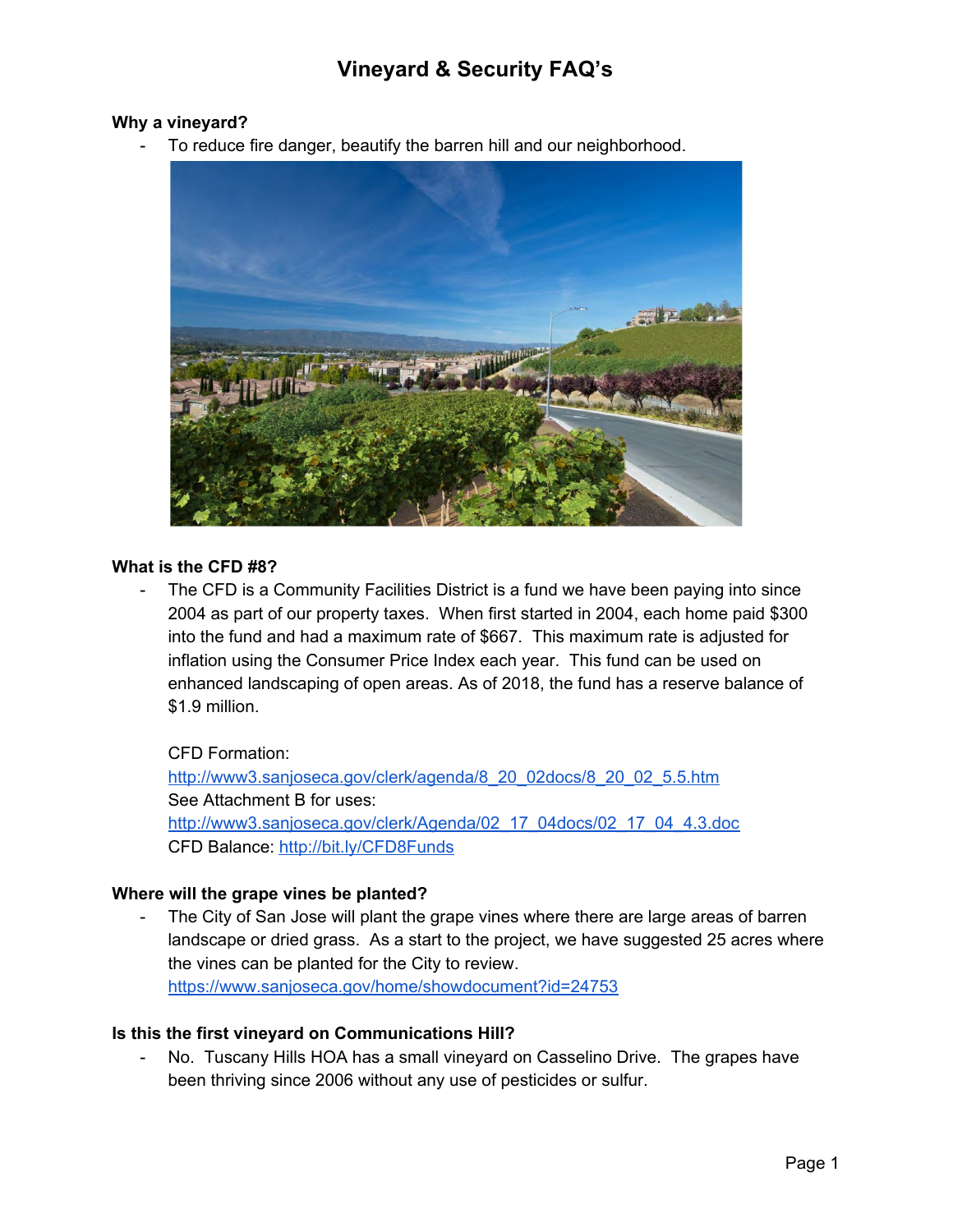# Vineyard & Security FAQ's

**Why a vineyard?**

- To reduce fire danger, beautify the barren hill and our neighborhood.

**What is the CFD #8?**

- The CFD is a Community Facilities District is a fund we have been paying into since 2004 as part of our property taxes. When first started in 2004, each home paid $300 into the fund and had a maximum rate of $667. This maximum rate is adjusted for inflation using the Consumer Price Index each year. This fund can be used on enhanced landscaping of open areas. As of 2018, the fund has a reserve balance of $1.9 million.

  CFD Formation:
  http://www3.sanjoseca.gov/clerk/agenda/8_20_02docs/8_20_02_5.5.htm
  See Attachment B for uses:
  http://www3.sanjoseca.gov/clerk/Agenda/02_17_04docs/02_17_04_4.3.doc
  CFD Balance: http://bit.ly/CFD8Funds

**Where will the grape vines be planted?**

- The City of San Jose will plant the grape vines where there are large areas of barren landscape or dried grass. As a start to the project, we have suggested 25 acres where the vines can be planted for the City to review.
  https://www.sanjoseca.gov/home/showdocument?id=24753

**Is this the first vineyard on Communications Hill?**

- No. Tuscany Hills HOA has a small vineyard on Casselino Drive. The grapes have been thriving since 2006 without any use of pesticides or sulfur.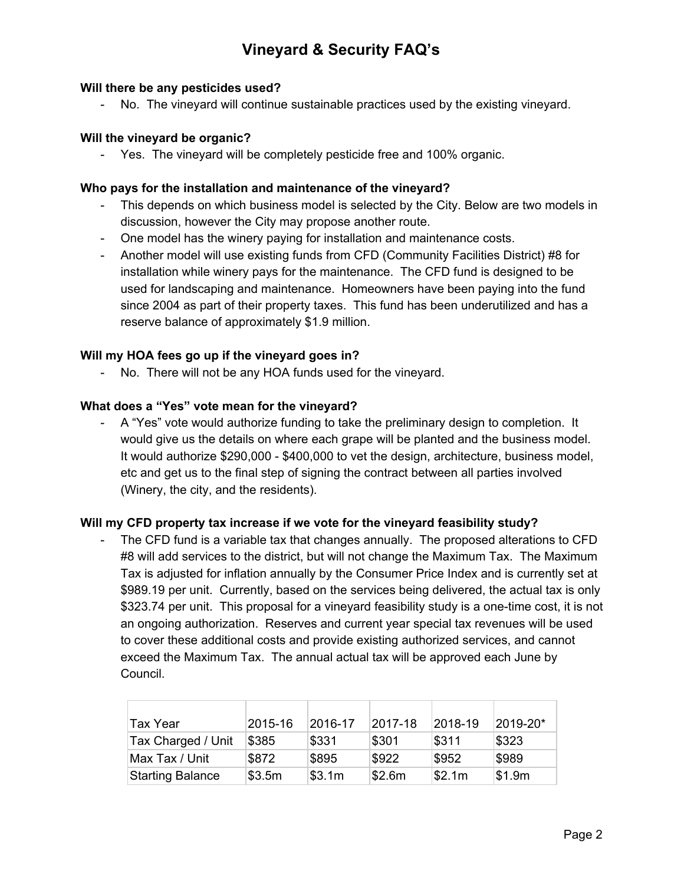# Vineyard & Security FAQ's

**Will there be any pesticides used?**

- No. The vineyard will continue sustainable practices used by the existing vineyard.

**Will the vineyard be organic?**

- Yes. The vineyard will be completely pesticide free and 100% organic.

**Who pays for the installation and maintenance of the vineyard?**

- This depends on which business model is selected by the City. Below are two models in discussion, however the City may propose another route.
- One model has the winery paying for installation and maintenance costs.
- Another model will use existing funds from CFD (Community Facilities District) #8 for installation while winery pays for the maintenance. The CFD fund is designed to be used for landscaping and maintenance. Homeowners have been paying into the fund since 2004 as part of their property taxes. This fund has been underutilized and has a reserve balance of approximately $1.9 million.

**Will my HOA fees go up if the vineyard goes in?**

- No. There will not be any HOA funds used for the vineyard.

**What does a "Yes" vote mean for the vineyard?**

- A "Yes" vote would authorize funding to take the preliminary design to completion. It would give us the details on where each grape will be planted and the business model. It would authorize $290,000 - $400,000 to vet the design, architecture, business model, etc and get us to the final step of signing the contract between all parties involved (Winery, the city, and the residents).

**Will my CFD property tax increase if we vote for the vineyard feasibility study?**

- The CFD fund is a variable tax that changes annually. The proposed alterations to CFD #8 will add services to the district, but will not change the Maximum Tax. The Maximum Tax is adjusted for inflation annually by the Consumer Price Index and is currently set at $989.19 per unit. Currently, based on the services being delivered, the actual tax is only $323.74 per unit. This proposal for a vineyard feasibility study is a one-time cost, it is not an ongoing authorization. Reserves and current year special tax revenues will be used to cover these additional costs and provide existing authorized services, and cannot exceed the Maximum Tax. The annual actual tax will be approved each June by Council.

| Tax Year | 2015-16 | 2016-17 | 2017-18 | 2018-19 | 2019-20* |
|---|---|---|---|---|---|
| Tax Charged / Unit | $385 | $331 | $301 | $311 | $323 |
| Max Tax / Unit | $872 | $895 | $922 | $952 | $989 |
| Starting Balance | $3.5m | $3.1m | $2.6m | $2.1m | $1.9m |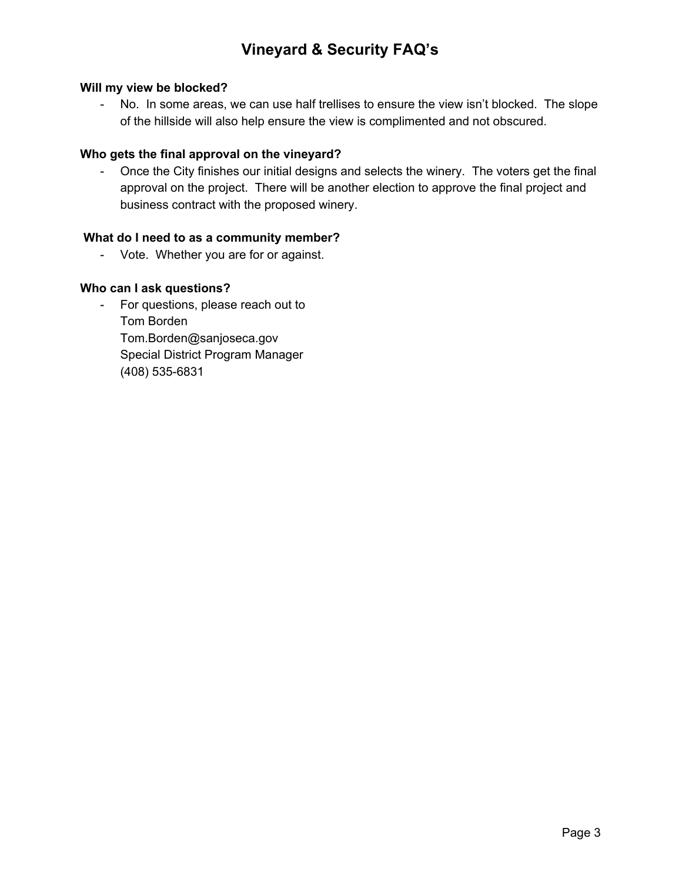# Vineyard & Security FAQ's

**Will my view be blocked?**

- No. In some areas, we can use half trellises to ensure the view isn't blocked. The slope of the hillside will also help ensure the view is complimented and not obscured.

**Who gets the final approval on the vineyard?**

- Once the City finishes our initial designs and selects the winery. The voters get the final approval on the project. There will be another election to approve the final project and business contract with the proposed winery.

**What do I need to as a community member?**

- Vote. Whether you are for or against.

**Who can I ask questions?**

- For questions, please reach out to
  Tom Borden
  Tom.Borden@sanjoseca.gov
  Special District Program Manager
  (408) 535-6831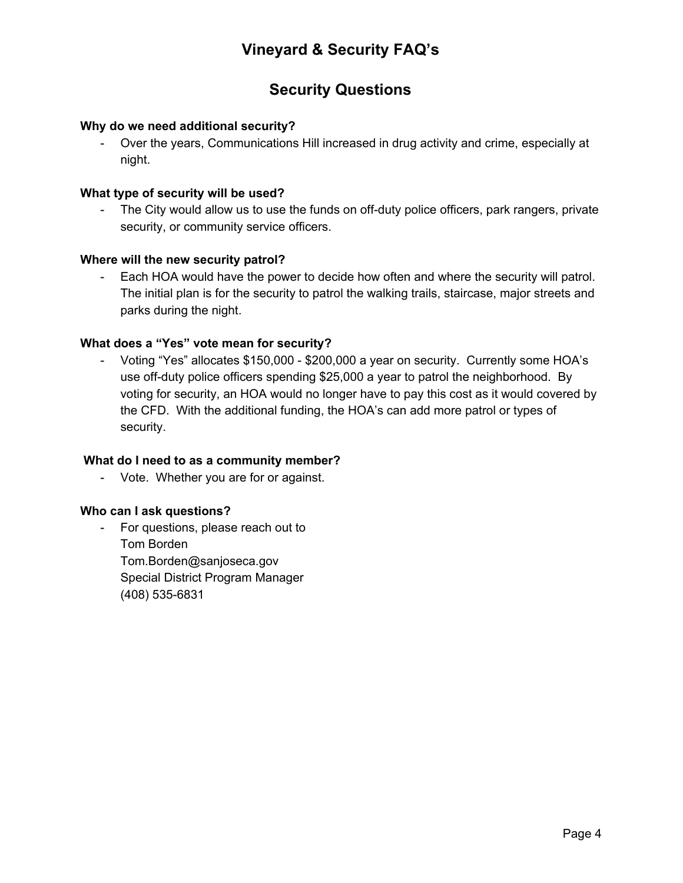# Vineyard & Security FAQ's

## Security Questions

**Why do we need additional security?**

- Over the years, Communications Hill increased in drug activity and crime, especially at night.

**What type of security will be used?**

- The City would allow us to use the funds on off-duty police officers, park rangers, private security, or community service officers.

**Where will the new security patrol?**

- Each HOA would have the power to decide how often and where the security will patrol. The initial plan is for the security to patrol the walking trails, staircase, major streets and parks during the night.

**What does a "Yes" vote mean for security?**

- Voting "Yes" allocates $150,000 - $200,000 a year on security. Currently some HOA's use off-duty police officers spending $25,000 a year to patrol the neighborhood. By voting for security, an HOA would no longer have to pay this cost as it would covered by the CFD. With the additional funding, the HOA's can add more patrol or types of security.

**What do I need to as a community member?**

- Vote. Whether you are for or against.

**Who can I ask questions?**

- For questions, please reach out to
  Tom Borden
  Tom.Borden@sanjoseca.gov
  Special District Program Manager
  (408) 535-6831